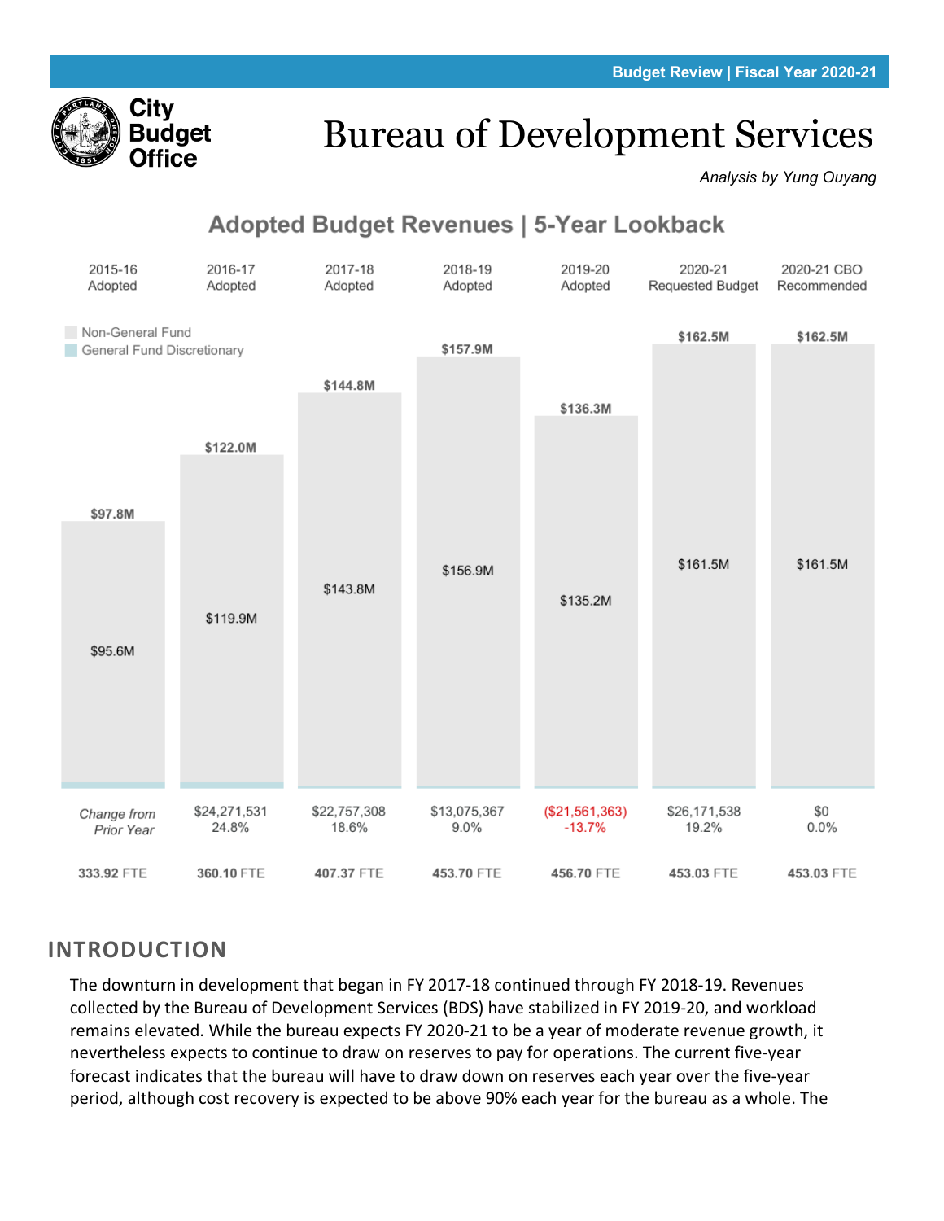Budget Review | Fiscal Year 2020-21

**City Budget Office**

# Bureau of Development Services

*Analysis by Yung Ouyang*

## Adopted Budget Revenues | 5-Year Lookback

| | 2015-16 Adopted | 2016-17 Adopted | 2017-18 Adopted | 2018-19 Adopted | 2019-20 Adopted | 2020-21 Requested Budget | 2020-21 CBO Recommended |
|---|---|---|---|---|---|---|---|
| Total | $97.8M | $122.0M | $144.8M | $157.9M | $136.3M | $162.5M | $162.5M |
| Non-General Fund | $95.6M | $119.9M | $143.8M | $156.9M | $135.2M | $161.5M | $161.5M |
| *Change from Prior Year* | | $24,271,531<br>24.8% | $22,757,308<br>18.6% | $13,075,367<br>9.0% | ($21,561,363)<br>-13.7% | $26,171,538<br>19.2% | $0<br>0.0% |
| FTE | 333.92 FTE | 360.10 FTE | 407.37 FTE | 453.70 FTE | 456.70 FTE | 453.03 FTE | 453.03 FTE |

## INTRODUCTION

The downturn in development that began in FY 2017-18 continued through FY 2018-19. Revenues collected by the Bureau of Development Services (BDS) have stabilized in FY 2019-20, and workload remains elevated. While the bureau expects FY 2020-21 to be a year of moderate revenue growth, it nevertheless expects to continue to draw on reserves to pay for operations. The current five-year forecast indicates that the bureau will have to draw down on reserves each year over the five-year period, although cost recovery is expected to be above 90% each year for the bureau as a whole. The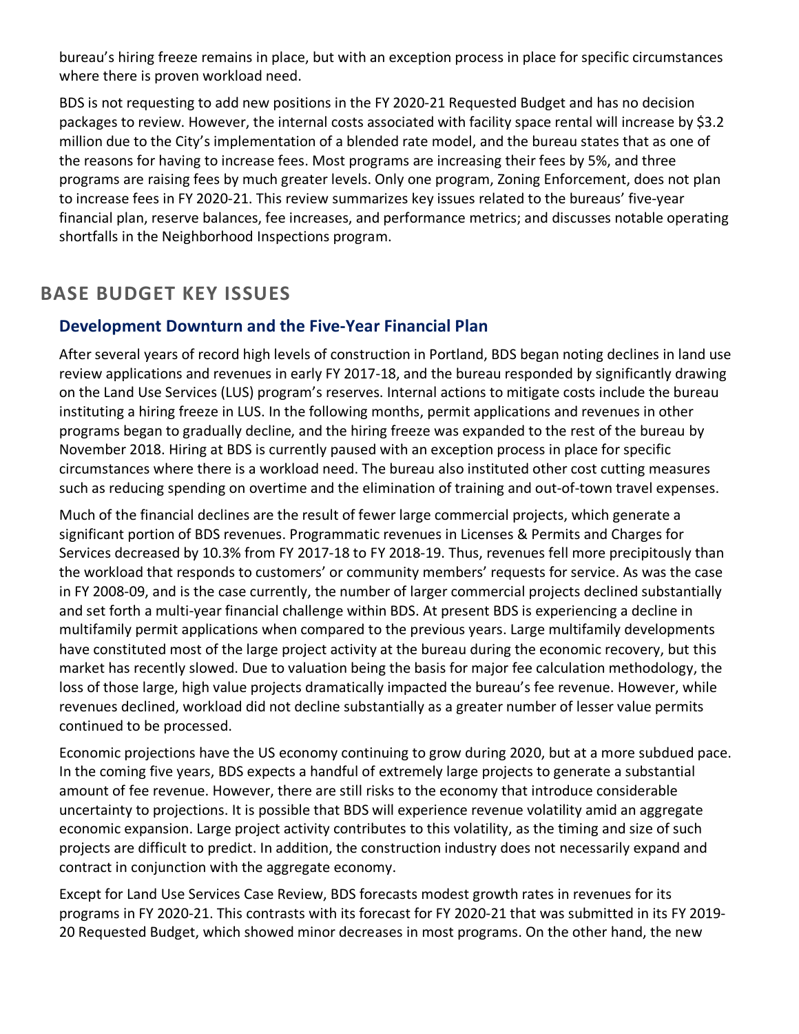bureau's hiring freeze remains in place, but with an exception process in place for specific circumstances where there is proven workload need.

BDS is not requesting to add new positions in the FY 2020-21 Requested Budget and has no decision packages to review. However, the internal costs associated with facility space rental will increase by $3.2 million due to the City's implementation of a blended rate model, and the bureau states that as one of the reasons for having to increase fees. Most programs are increasing their fees by 5%, and three programs are raising fees by much greater levels. Only one program, Zoning Enforcement, does not plan to increase fees in FY 2020-21. This review summarizes key issues related to the bureaus' five-year financial plan, reserve balances, fee increases, and performance metrics; and discusses notable operating shortfalls in the Neighborhood Inspections program.

## BASE BUDGET KEY ISSUES

### Development Downturn and the Five-Year Financial Plan

After several years of record high levels of construction in Portland, BDS began noting declines in land use review applications and revenues in early FY 2017-18, and the bureau responded by significantly drawing on the Land Use Services (LUS) program's reserves. Internal actions to mitigate costs include the bureau instituting a hiring freeze in LUS. In the following months, permit applications and revenues in other programs began to gradually decline, and the hiring freeze was expanded to the rest of the bureau by November 2018. Hiring at BDS is currently paused with an exception process in place for specific circumstances where there is a workload need. The bureau also instituted other cost cutting measures such as reducing spending on overtime and the elimination of training and out-of-town travel expenses.

Much of the financial declines are the result of fewer large commercial projects, which generate a significant portion of BDS revenues. Programmatic revenues in Licenses & Permits and Charges for Services decreased by 10.3% from FY 2017-18 to FY 2018-19. Thus, revenues fell more precipitously than the workload that responds to customers' or community members' requests for service. As was the case in FY 2008-09, and is the case currently, the number of larger commercial projects declined substantially and set forth a multi-year financial challenge within BDS. At present BDS is experiencing a decline in multifamily permit applications when compared to the previous years. Large multifamily developments have constituted most of the large project activity at the bureau during the economic recovery, but this market has recently slowed. Due to valuation being the basis for major fee calculation methodology, the loss of those large, high value projects dramatically impacted the bureau's fee revenue. However, while revenues declined, workload did not decline substantially as a greater number of lesser value permits continued to be processed.

Economic projections have the US economy continuing to grow during 2020, but at a more subdued pace. In the coming five years, BDS expects a handful of extremely large projects to generate a substantial amount of fee revenue. However, there are still risks to the economy that introduce considerable uncertainty to projections. It is possible that BDS will experience revenue volatility amid an aggregate economic expansion. Large project activity contributes to this volatility, as the timing and size of such projects are difficult to predict. In addition, the construction industry does not necessarily expand and contract in conjunction with the aggregate economy.

Except for Land Use Services Case Review, BDS forecasts modest growth rates in revenues for its programs in FY 2020-21. This contrasts with its forecast for FY 2020-21 that was submitted in its FY 2019-20 Requested Budget, which showed minor decreases in most programs. On the other hand, the new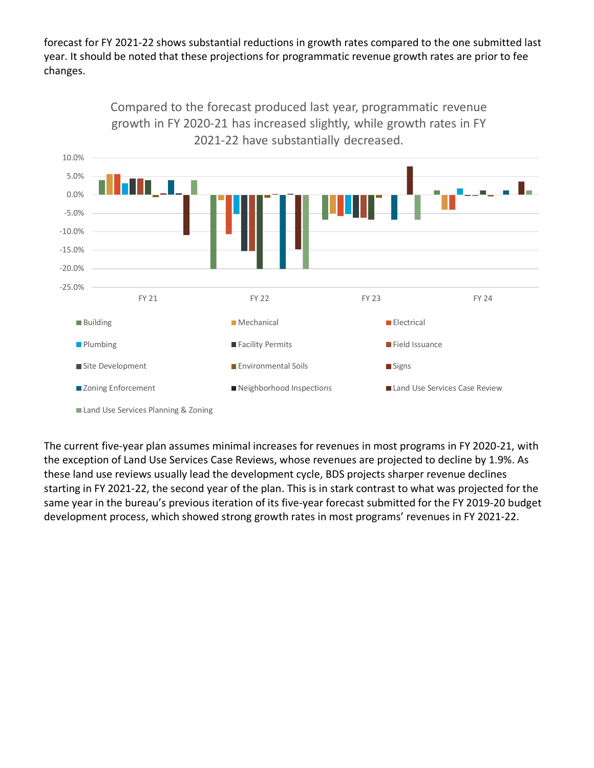forecast for FY 2021-22 shows substantial reductions in growth rates compared to the one submitted last year. It should be noted that these projections for programmatic revenue growth rates are prior to fee changes.

Compared to the forecast produced last year, programmatic revenue growth in FY 2020-21 has increased slightly, while growth rates in FY 2021-22 have substantially decreased.

The current five-year plan assumes minimal increases for revenues in most programs in FY 2020-21, with the exception of Land Use Services Case Reviews, whose revenues are projected to decline by 1.9%. As these land use reviews usually lead the development cycle, BDS projects sharper revenue declines starting in FY 2021-22, the second year of the plan. This is in stark contrast to what was projected for the same year in the bureau's previous iteration of its five-year forecast submitted for the FY 2019-20 budget development process, which showed strong growth rates in most programs' revenues in FY 2021-22.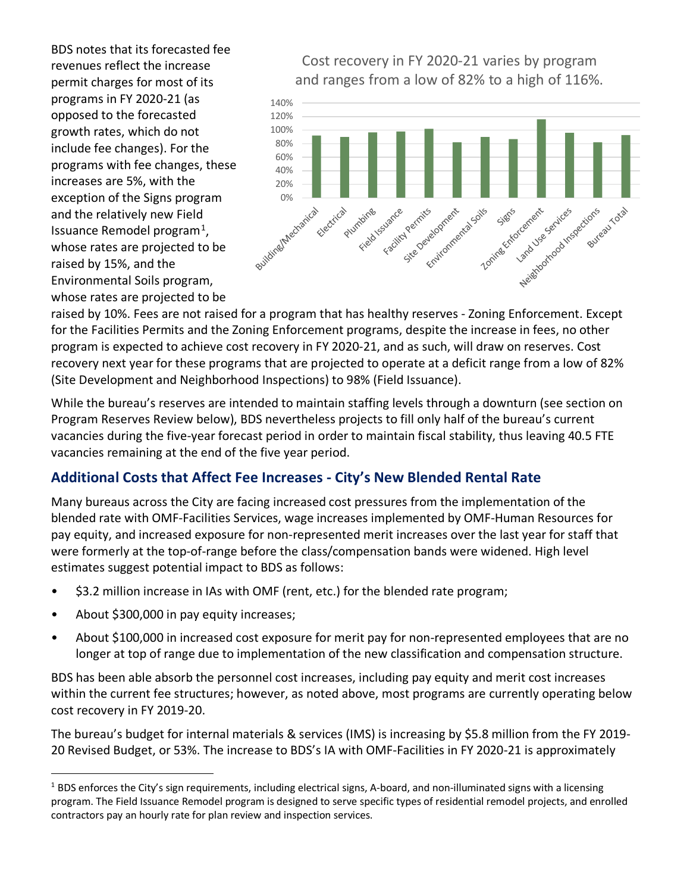BDS notes that its forecasted fee revenues reflect the increase permit charges for most of its programs in FY 2020-21 (as opposed to the forecasted growth rates, which do not include fee changes). For the programs with fee changes, these increases are 5%, with the exception of the Signs program and the relatively new Field Issuance Remodel program[1], whose rates are projected to be raised by 15%, and the Environmental Soils program, whose rates are projected to be raised by 10%. Fees are not raised for a program that has healthy reserves - Zoning Enforcement. Except for the Facilities Permits and the Zoning Enforcement programs, despite the increase in fees, no other program is expected to achieve cost recovery in FY 2020-21, and as such, will draw on reserves. Cost recovery next year for these programs that are projected to operate at a deficit range from a low of 82% (Site Development and Neighborhood Inspections) to 98% (Field Issuance).

Cost recovery in FY 2020-21 varies by program and ranges from a low of 82% to a high of 116%.

While the bureau's reserves are intended to maintain staffing levels through a downturn (see section on Program Reserves Review below), BDS nevertheless projects to fill only half of the bureau's current vacancies during the five-year forecast period in order to maintain fiscal stability, thus leaving 40.5 FTE vacancies remaining at the end of the five year period.

## Additional Costs that Affect Fee Increases - City's New Blended Rental Rate

Many bureaus across the City are facing increased cost pressures from the implementation of the blended rate with OMF-Facilities Services, wage increases implemented by OMF-Human Resources for pay equity, and increased exposure for non-represented merit increases over the last year for staff that were formerly at the top-of-range before the class/compensation bands were widened. High level estimates suggest potential impact to BDS as follows:

- $3.2 million increase in IAs with OMF (rent, etc.) for the blended rate program;
- About $300,000 in pay equity increases;
- About $100,000 in increased cost exposure for merit pay for non-represented employees that are no longer at top of range due to implementation of the new classification and compensation structure.

BDS has been able absorb the personnel cost increases, including pay equity and merit cost increases within the current fee structures; however, as noted above, most programs are currently operating below cost recovery in FY 2019-20.

The bureau's budget for internal materials & services (IMS) is increasing by $5.8 million from the FY 2019-20 Revised Budget, or 53%. The increase to BDS's IA with OMF-Facilities in FY 2020-21 is approximately

[1] BDS enforces the City's sign requirements, including electrical signs, A-board, and non-illuminated signs with a licensing program. The Field Issuance Remodel program is designed to serve specific types of residential remodel projects, and enrolled contractors pay an hourly rate for plan review and inspection services.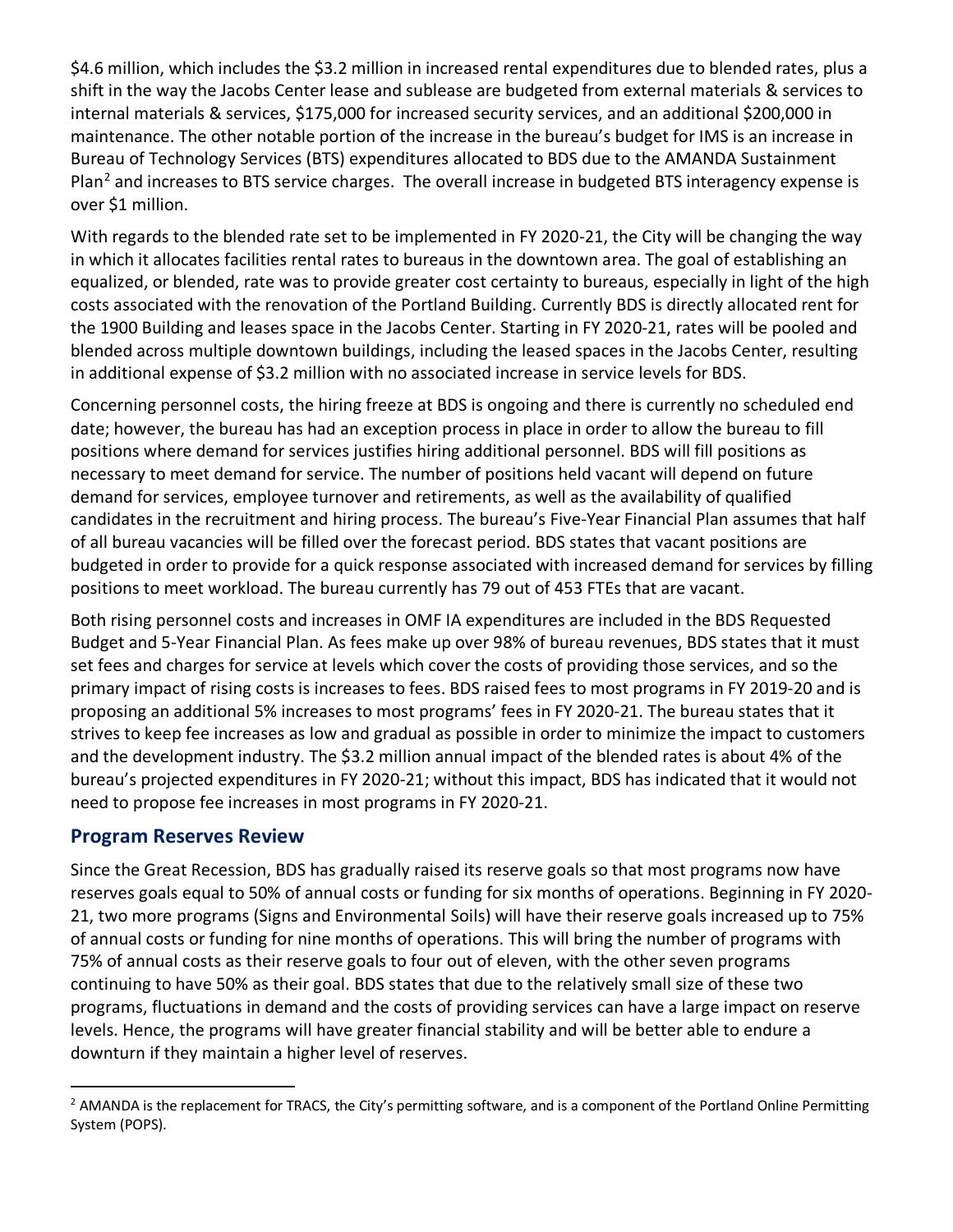$4.6 million, which includes the $3.2 million in increased rental expenditures due to blended rates, plus a shift in the way the Jacobs Center lease and sublease are budgeted from external materials & services to internal materials & services, $175,000 for increased security services, and an additional $200,000 in maintenance. The other notable portion of the increase in the bureau's budget for IMS is an increase in Bureau of Technology Services (BTS) expenditures allocated to BDS due to the AMANDA Sustainment Plan[2] and increases to BTS service charges. The overall increase in budgeted BTS interagency expense is over $1 million.

With regards to the blended rate set to be implemented in FY 2020-21, the City will be changing the way in which it allocates facilities rental rates to bureaus in the downtown area. The goal of establishing an equalized, or blended, rate was to provide greater cost certainty to bureaus, especially in light of the high costs associated with the renovation of the Portland Building. Currently BDS is directly allocated rent for the 1900 Building and leases space in the Jacobs Center. Starting in FY 2020-21, rates will be pooled and blended across multiple downtown buildings, including the leased spaces in the Jacobs Center, resulting in additional expense of $3.2 million with no associated increase in service levels for BDS.

Concerning personnel costs, the hiring freeze at BDS is ongoing and there is currently no scheduled end date; however, the bureau has had an exception process in place in order to allow the bureau to fill positions where demand for services justifies hiring additional personnel. BDS will fill positions as necessary to meet demand for service. The number of positions held vacant will depend on future demand for services, employee turnover and retirements, as well as the availability of qualified candidates in the recruitment and hiring process. The bureau's Five-Year Financial Plan assumes that half of all bureau vacancies will be filled over the forecast period. BDS states that vacant positions are budgeted in order to provide for a quick response associated with increased demand for services by filling positions to meet workload. The bureau currently has 79 out of 453 FTEs that are vacant.

Both rising personnel costs and increases in OMF IA expenditures are included in the BDS Requested Budget and 5-Year Financial Plan. As fees make up over 98% of bureau revenues, BDS states that it must set fees and charges for service at levels which cover the costs of providing those services, and so the primary impact of rising costs is increases to fees. BDS raised fees to most programs in FY 2019-20 and is proposing an additional 5% increases to most programs' fees in FY 2020-21. The bureau states that it strives to keep fee increases as low and gradual as possible in order to minimize the impact to customers and the development industry. The $3.2 million annual impact of the blended rates is about 4% of the bureau's projected expenditures in FY 2020-21; without this impact, BDS has indicated that it would not need to propose fee increases in most programs in FY 2020-21.

## Program Reserves Review

Since the Great Recession, BDS has gradually raised its reserve goals so that most programs now have reserves goals equal to 50% of annual costs or funding for six months of operations. Beginning in FY 2020-21, two more programs (Signs and Environmental Soils) will have their reserve goals increased up to 75% of annual costs or funding for nine months of operations. This will bring the number of programs with 75% of annual costs as their reserve goals to four out of eleven, with the other seven programs continuing to have 50% as their goal. BDS states that due to the relatively small size of these two programs, fluctuations in demand and the costs of providing services can have a large impact on reserve levels. Hence, the programs will have greater financial stability and will be better able to endure a downturn if they maintain a higher level of reserves.

---

[2] AMANDA is the replacement for TRACS, the City's permitting software, and is a component of the Portland Online Permitting System (POPS).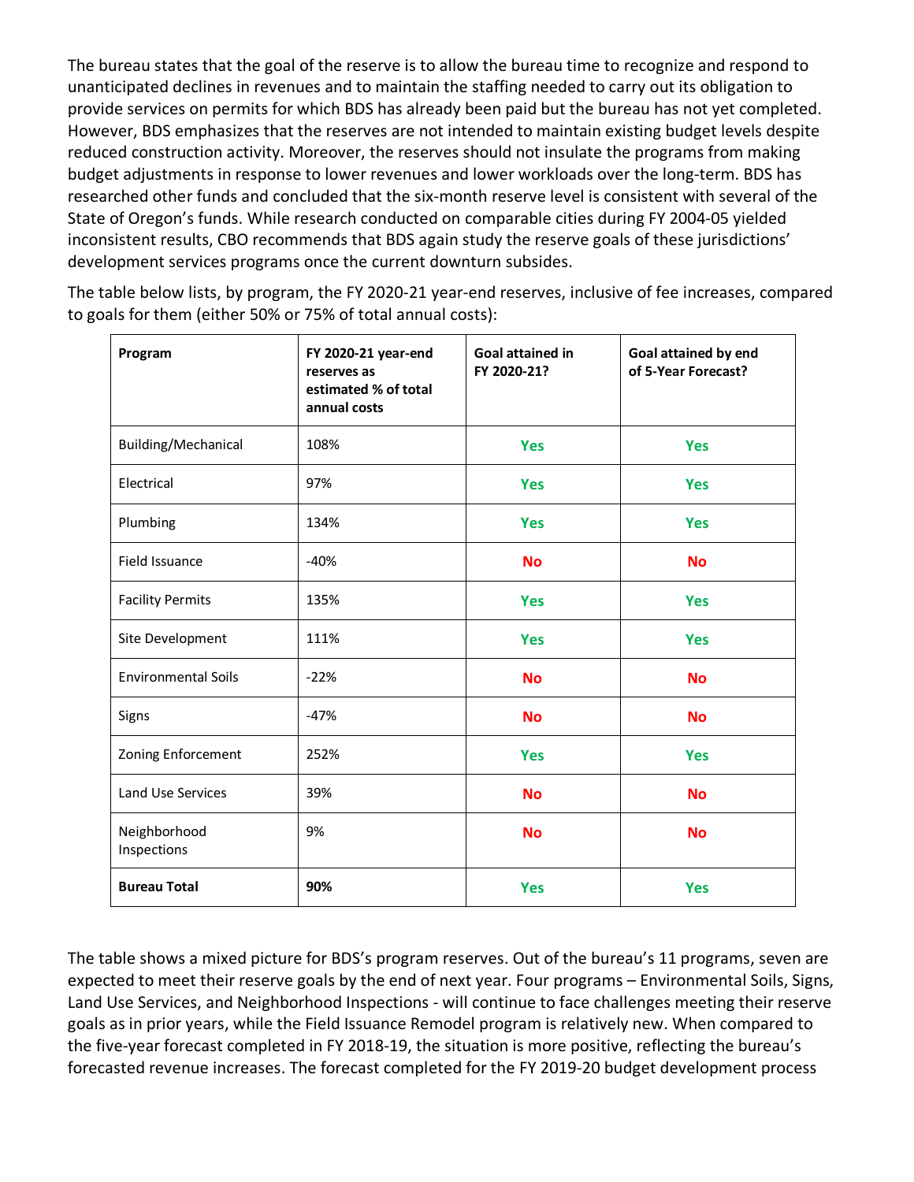The bureau states that the goal of the reserve is to allow the bureau time to recognize and respond to unanticipated declines in revenues and to maintain the staffing needed to carry out its obligation to provide services on permits for which BDS has already been paid but the bureau has not yet completed. However, BDS emphasizes that the reserves are not intended to maintain existing budget levels despite reduced construction activity. Moreover, the reserves should not insulate the programs from making budget adjustments in response to lower revenues and lower workloads over the long-term. BDS has researched other funds and concluded that the six-month reserve level is consistent with several of the State of Oregon's funds. While research conducted on comparable cities during FY 2004-05 yielded inconsistent results, CBO recommends that BDS again study the reserve goals of these jurisdictions' development services programs once the current downturn subsides.

The table below lists, by program, the FY 2020-21 year-end reserves, inclusive of fee increases, compared to goals for them (either 50% or 75% of total annual costs):

| Program | FY 2020-21 year-end reserves as estimated % of total annual costs | Goal attained in FY 2020-21? | Goal attained by end of 5-Year Forecast? |
|---|---|---|---|
| Building/Mechanical | 108% | Yes | Yes |
| Electrical | 97% | Yes | Yes |
| Plumbing | 134% | Yes | Yes |
| Field Issuance | -40% | No | No |
| Facility Permits | 135% | Yes | Yes |
| Site Development | 111% | Yes | Yes |
| Environmental Soils | -22% | No | No |
| Signs | -47% | No | No |
| Zoning Enforcement | 252% | Yes | Yes |
| Land Use Services | 39% | No | No |
| Neighborhood Inspections | 9% | No | No |
| **Bureau Total** | **90%** | Yes | Yes |

The table shows a mixed picture for BDS's program reserves. Out of the bureau's 11 programs, seven are expected to meet their reserve goals by the end of next year. Four programs – Environmental Soils, Signs, Land Use Services, and Neighborhood Inspections - will continue to face challenges meeting their reserve goals as in prior years, while the Field Issuance Remodel program is relatively new. When compared to the five-year forecast completed in FY 2018-19, the situation is more positive, reflecting the bureau's forecasted revenue increases. The forecast completed for the FY 2019-20 budget development process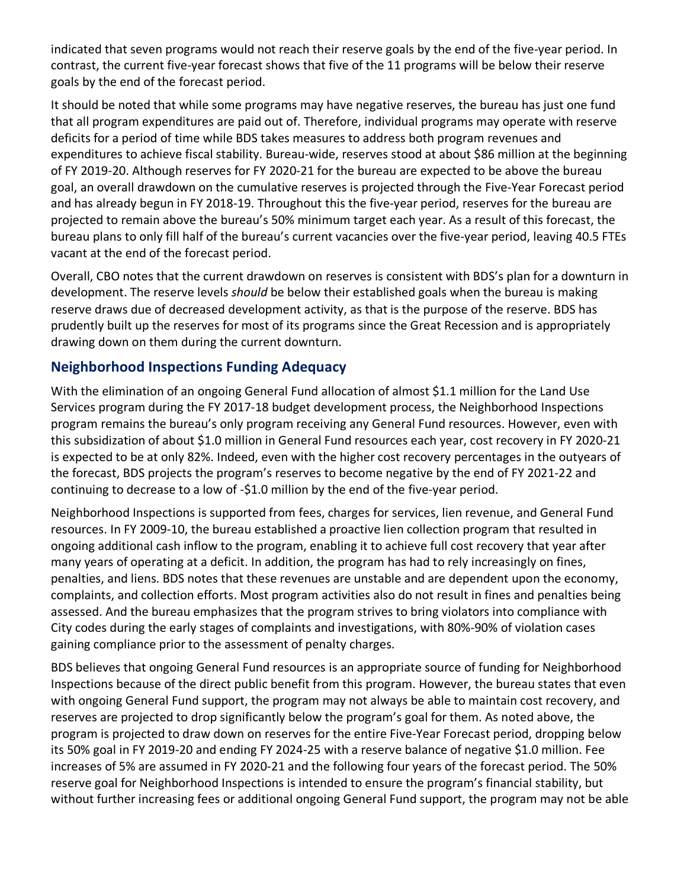indicated that seven programs would not reach their reserve goals by the end of the five-year period. In contrast, the current five-year forecast shows that five of the 11 programs will be below their reserve goals by the end of the forecast period.

It should be noted that while some programs may have negative reserves, the bureau has just one fund that all program expenditures are paid out of. Therefore, individual programs may operate with reserve deficits for a period of time while BDS takes measures to address both program revenues and expenditures to achieve fiscal stability. Bureau-wide, reserves stood at about $86 million at the beginning of FY 2019-20. Although reserves for FY 2020-21 for the bureau are expected to be above the bureau goal, an overall drawdown on the cumulative reserves is projected through the Five-Year Forecast period and has already begun in FY 2018-19. Throughout this the five-year period, reserves for the bureau are projected to remain above the bureau's 50% minimum target each year. As a result of this forecast, the bureau plans to only fill half of the bureau's current vacancies over the five-year period, leaving 40.5 FTEs vacant at the end of the forecast period.

Overall, CBO notes that the current drawdown on reserves is consistent with BDS's plan for a downturn in development. The reserve levels *should* be below their established goals when the bureau is making reserve draws due of decreased development activity, as that is the purpose of the reserve. BDS has prudently built up the reserves for most of its programs since the Great Recession and is appropriately drawing down on them during the current downturn.

## Neighborhood Inspections Funding Adequacy

With the elimination of an ongoing General Fund allocation of almost $1.1 million for the Land Use Services program during the FY 2017-18 budget development process, the Neighborhood Inspections program remains the bureau's only program receiving any General Fund resources. However, even with this subsidization of about $1.0 million in General Fund resources each year, cost recovery in FY 2020-21 is expected to be at only 82%. Indeed, even with the higher cost recovery percentages in the outyears of the forecast, BDS projects the program's reserves to become negative by the end of FY 2021-22 and continuing to decrease to a low of -$1.0 million by the end of the five-year period.

Neighborhood Inspections is supported from fees, charges for services, lien revenue, and General Fund resources. In FY 2009-10, the bureau established a proactive lien collection program that resulted in ongoing additional cash inflow to the program, enabling it to achieve full cost recovery that year after many years of operating at a deficit. In addition, the program has had to rely increasingly on fines, penalties, and liens. BDS notes that these revenues are unstable and are dependent upon the economy, complaints, and collection efforts. Most program activities also do not result in fines and penalties being assessed. And the bureau emphasizes that the program strives to bring violators into compliance with City codes during the early stages of complaints and investigations, with 80%-90% of violation cases gaining compliance prior to the assessment of penalty charges.

BDS believes that ongoing General Fund resources is an appropriate source of funding for Neighborhood Inspections because of the direct public benefit from this program. However, the bureau states that even with ongoing General Fund support, the program may not always be able to maintain cost recovery, and reserves are projected to drop significantly below the program's goal for them. As noted above, the program is projected to draw down on reserves for the entire Five-Year Forecast period, dropping below its 50% goal in FY 2019-20 and ending FY 2024-25 with a reserve balance of negative $1.0 million. Fee increases of 5% are assumed in FY 2020-21 and the following four years of the forecast period. The 50% reserve goal for Neighborhood Inspections is intended to ensure the program's financial stability, but without further increasing fees or additional ongoing General Fund support, the program may not be able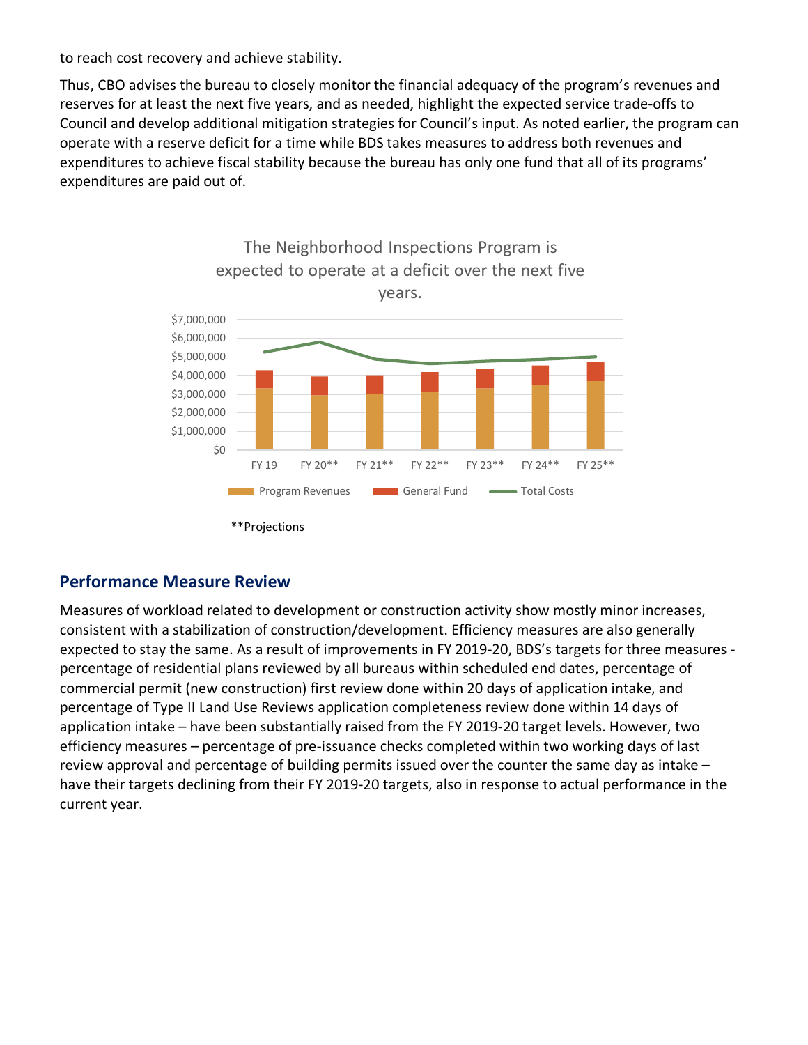to reach cost recovery and achieve stability.

Thus, CBO advises the bureau to closely monitor the financial adequacy of the program's revenues and reserves for at least the next five years, and as needed, highlight the expected service trade-offs to Council and develop additional mitigation strategies for Council's input. As noted earlier, the program can operate with a reserve deficit for a time while BDS takes measures to address both revenues and expenditures to achieve fiscal stability because the bureau has only one fund that all of its programs' expenditures are paid out of.

The Neighborhood Inspections Program is expected to operate at a deficit over the next five years.

$7,000,000
$6,000,000
$5,000,000
$4,000,000
$3,000,000
$2,000,000
$1,000,000
$0

FY 19 | FY 20** | FY 21** | FY 22** | FY 23** | FY 24** | FY 25**

Program Revenues | General Fund | Total Costs

**Projections

## Performance Measure Review

Measures of workload related to development or construction activity show mostly minor increases, consistent with a stabilization of construction/development. Efficiency measures are also generally expected to stay the same. As a result of improvements in FY 2019-20, BDS's targets for three measures - percentage of residential plans reviewed by all bureaus within scheduled end dates, percentage of commercial permit (new construction) first review done within 20 days of application intake, and percentage of Type II Land Use Reviews application completeness review done within 14 days of application intake – have been substantially raised from the FY 2019-20 target levels. However, two efficiency measures – percentage of pre-issuance checks completed within two working days of last review approval and percentage of building permits issued over the counter the same day as intake – have their targets declining from their FY 2019-20 targets, also in response to actual performance in the current year.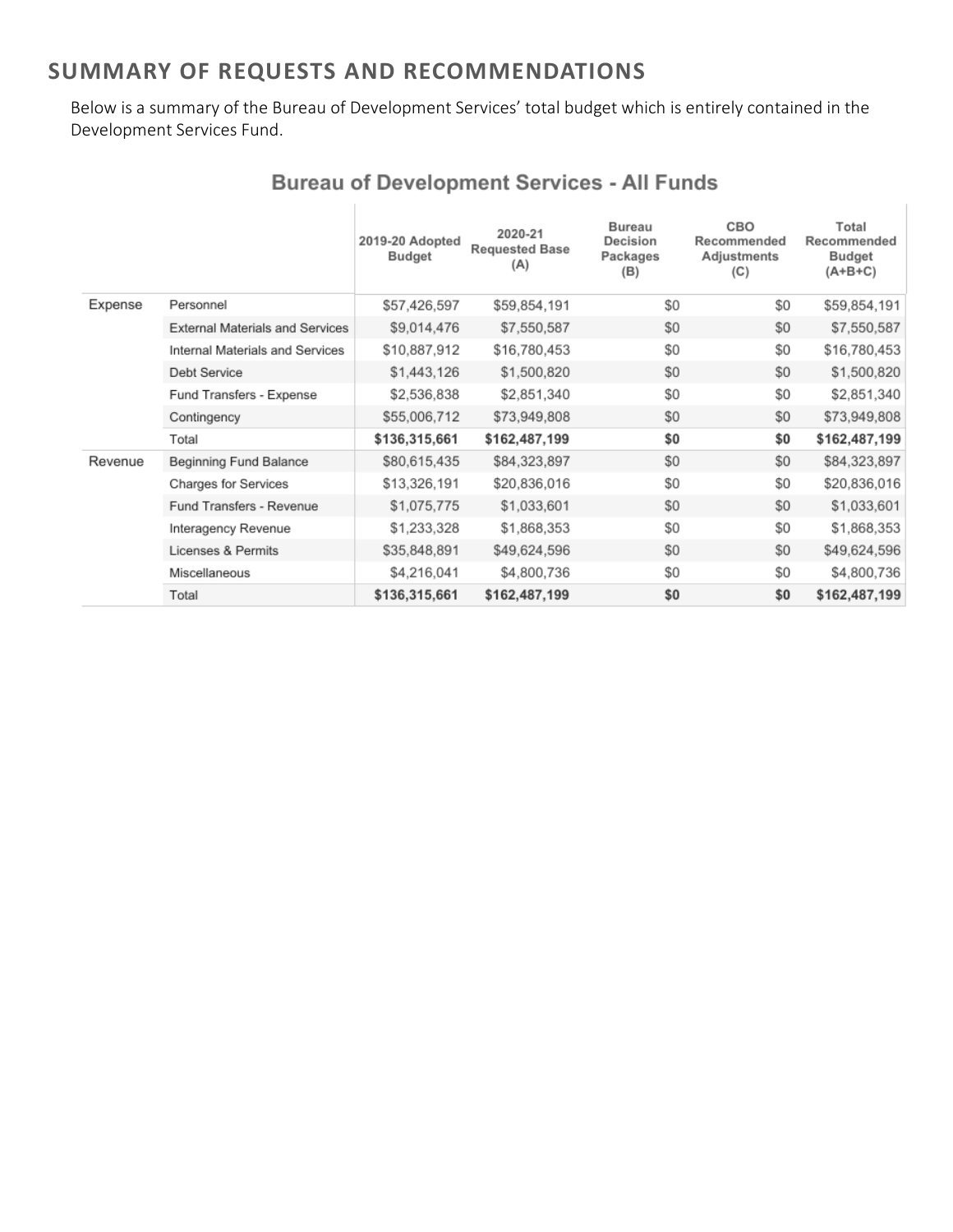## SUMMARY OF REQUESTS AND RECOMMENDATIONS

Below is a summary of the Bureau of Development Services' total budget which is entirely contained in the Development Services Fund.

### Bureau of Development Services - All Funds

| | | 2019-20 Adopted Budget | 2020-21 Requested Base (A) | Bureau Decision Packages (B) | CBO Recommended Adjustments (C) | Total Recommended Budget (A+B+C) |
|---|---|---|---|---|---|---|
| Expense | Personnel | $57,426,597 | $59,854,191 | $0 | $0 | $59,854,191 |
| | External Materials and Services | $9,014,476 | $7,550,587 | $0 | $0 | $7,550,587 |
| | Internal Materials and Services | $10,887,912 | $16,780,453 | $0 | $0 | $16,780,453 |
| | Debt Service | $1,443,126 | $1,500,820 | $0 | $0 | $1,500,820 |
| | Fund Transfers - Expense | $2,536,838 | $2,851,340 | $0 | $0 | $2,851,340 |
| | Contingency | $55,006,712 | $73,949,808 | $0 | $0 | $73,949,808 |
| | Total | **$136,315,661** | **$162,487,199** | **$0** | **$0** | **$162,487,199** |
| Revenue | Beginning Fund Balance | $80,615,435 | $84,323,897 | $0 | $0 | $84,323,897 |
| | Charges for Services | $13,326,191 | $20,836,016 | $0 | $0 | $20,836,016 |
| | Fund Transfers - Revenue | $1,075,775 | $1,033,601 | $0 | $0 | $1,033,601 |
| | Interagency Revenue | $1,233,328 | $1,868,353 | $0 | $0 | $1,868,353 |
| | Licenses & Permits | $35,848,891 | $49,624,596 | $0 | $0 | $49,624,596 |
| | Miscellaneous | $4,216,041 | $4,800,736 | $0 | $0 | $4,800,736 |
| | Total | **$136,315,661** | **$162,487,199** | **$0** | **$0** | **$162,487,199** |